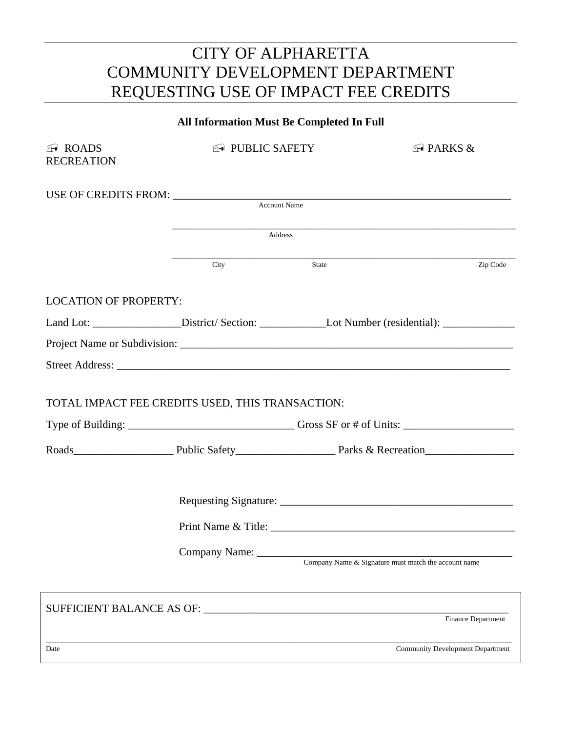# CITY OF ALPHARETTA
# COMMUNITY DEVELOPMENT DEPARTMENT
# REQUESTING USE OF IMPACT FEE CREDITS

**All Information Must Be Completed In Full**

☐ ROADS ☐ PUBLIC SAFETY ☐ PARKS & RECREATION

USE OF CREDITS FROM: ______________________________________________
Account Name

______________________________________________
Address

______________________________________________
City State Zip Code

LOCATION OF PROPERTY:

Land Lot: ________________District/ Section: ____________Lot Number (residential): _____________

Project Name or Subdivision: ______________________________________________

Street Address: ______________________________________________

TOTAL IMPACT FEE CREDITS USED, THIS TRANSACTION:

Type of Building: ______________________________ Gross SF or # of Units: ____________________

Roads__________________ Public Safety__________________ Parks & Recreation________________

Requesting Signature: ______________________________________________

Print Name & Title: ______________________________________________

Company Name: ______________________________________________
Company Name & Signature must match the account name

SUFFICIENT BALANCE AS OF: ______________________________________________
Finance Department

______________________________________________
Date Community Development Department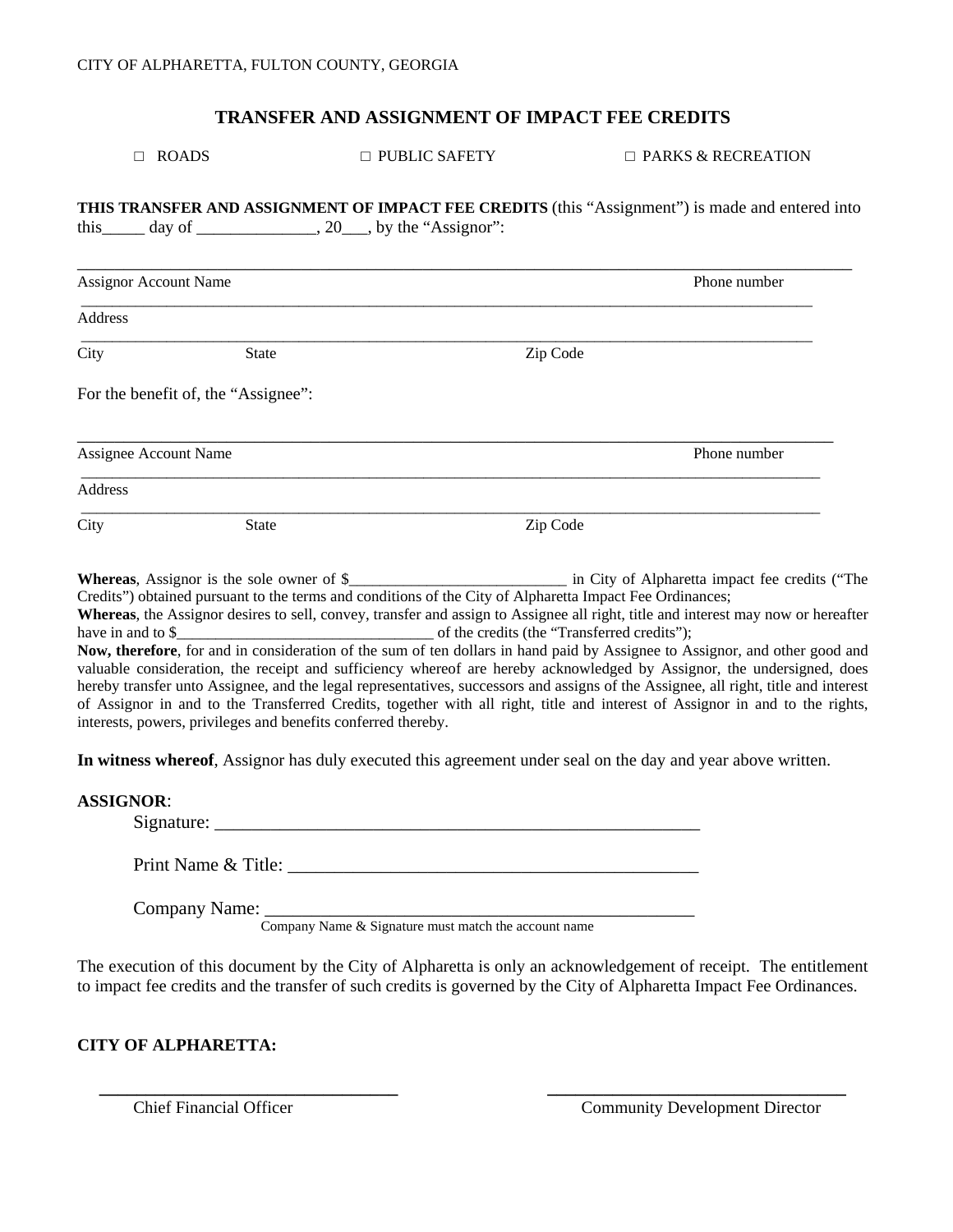CITY OF ALPHARETTA, FULTON COUNTY, GEORGIA

# TRANSFER AND ASSIGNMENT OF IMPACT FEE CREDITS

□ ROADS □ PUBLIC SAFETY □ PARKS & RECREATION

**THIS TRANSFER AND ASSIGNMENT OF IMPACT FEE CREDITS** (this "Assignment") is made and entered into this_____ day of ______________, 20___, by the "Assignor":

____________________________________________________________________________________________

Assignor Account Name Phone number

____________________________________________________________________________________________

Address

____________________________________________________________________________________________

City State Zip Code

For the benefit of, the "Assignee":

____________________________________________________________________________________________

Assignee Account Name Phone number

____________________________________________________________________________________________

Address

____________________________________________________________________________________________

City State Zip Code

**Whereas**, Assignor is the sole owner of $___________________________ in City of Alpharetta impact fee credits ("The Credits") obtained pursuant to the terms and conditions of the City of Alpharetta Impact Fee Ordinances;
**Whereas**, the Assignor desires to sell, convey, transfer and assign to Assignee all right, title and interest may now or hereafter have in and to $_________________________________ of the credits (the "Transferred credits");
**Now, therefore**, for and in consideration of the sum of ten dollars in hand paid by Assignee to Assignor, and other good and valuable consideration, the receipt and sufficiency whereof are hereby acknowledged by Assignor, the undersigned, does hereby transfer unto Assignee, and the legal representatives, successors and assigns of the Assignee, all right, title and interest of Assignor in and to the Transferred Credits, together with all right, title and interest of Assignor in and to the rights, interests, powers, privileges and benefits conferred thereby.

**In witness whereof**, Assignor has duly executed this agreement under seal on the day and year above written.

**ASSIGNOR**:

Signature: _______________________________________________________

Print Name & Title: ______________________________________________

Company Name: __________________________________________________
Company Name & Signature must match the account name

The execution of this document by the City of Alpharetta is only an acknowledgement of receipt. The entitlement to impact fee credits and the transfer of such credits is governed by the City of Alpharetta Impact Fee Ordinances.

**CITY OF ALPHARETTA:**

__________________________________ __________________________________

Chief Financial Officer Community Development Director